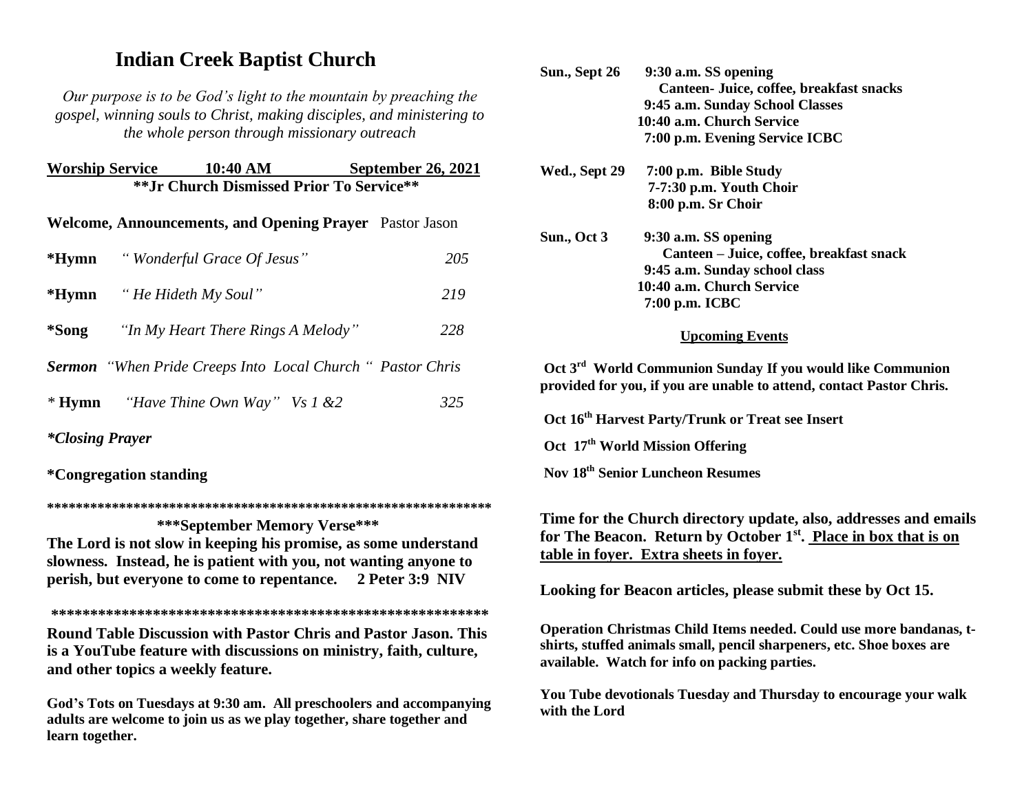# Indian Creek Baptist Church

*Our purpose is to be God's light to the mountain by preaching the gospel, winning souls to Christ, making disciples, and ministering to the whole person through missionary outreach*

**Worship Service 10:40 AM September 26, 2021**

**\*\*Jr Church Dismissed Prior To Service\*\***

**Welcome, Announcements, and Opening Prayer** Pastor Jason

**\*Hymn** *" Wonderful Grace Of Jesus"* 205

**\*Hymn** *" He Hideth My Soul"* 219

**\*Song** *"In My Heart There Rings A Melody"* 228

***Sermon*** *"When Pride Creeps Into Local Church " Pastor Chris*

\* **Hymn** *"Have Thine Own Way" Vs 1 &2* 325

***\*Closing Prayer***

**\*Congregation standing**

\*\*\*\*\*\*\*\*\*\*\*\*\*\*\*\*\*\*\*\*\*\*\*\*\*\*\*\*\*\*\*\*\*\*\*\*\*\*\*\*\*\*\*\*\*\*\*\*\*\*\*\*\*\*\*\*\*\*\*\*\*\*

**\*\*\*September Memory Verse\*\*\***

**The Lord is not slow in keeping his promise, as some understand slowness. Instead, he is patient with you, not wanting anyone to perish, but everyone to come to repentance. 2 Peter 3:9 NIV**

\*\*\*\*\*\*\*\*\*\*\*\*\*\*\*\*\*\*\*\*\*\*\*\*\*\*\*\*\*\*\*\*\*\*\*\*\*\*\*\*\*\*\*\*\*\*\*\*\*\*\*\*\*\*\*\*\*\*

**Round Table Discussion with Pastor Chris and Pastor Jason. This is a YouTube feature with discussions on ministry, faith, culture, and other topics a weekly feature.**

**God's Tots on Tuesdays at 9:30 am. All preschoolers and accompanying adults are welcome to join us as we play together, share together and learn together.**

**Sun., Sept 26**
- **9:30 a.m. SS opening**
- **Canteen- Juice, coffee, breakfast snacks**
- **9:45 a.m. Sunday School Classes**
- **10:40 a.m. Church Service**
- **7:00 p.m. Evening Service ICBC**

**Wed., Sept 29**
- **7:00 p.m. Bible Study**
- **7-7:30 p.m. Youth Choir**
- **8:00 p.m. Sr Choir**

**Sun., Oct 3**
- **9:30 a.m. SS opening**
- **Canteen – Juice, coffee, breakfast snack**
- **9:45 a.m. Sunday school class**
- **10:40 a.m. Church Service**
- **7:00 p.m. ICBC**

## Upcoming Events

**Oct 3rd World Communion Sunday If you would like Communion provided for you, if you are unable to attend, contact Pastor Chris.**

**Oct 16th Harvest Party/Trunk or Treat see Insert**

**Oct 17th World Mission Offering**

**Nov 18th Senior Luncheon Resumes**

**Time for the Church directory update, also, addresses and emails for The Beacon. Return by October 1st. Place in box that is on table in foyer. Extra sheets in foyer.**

**Looking for Beacon articles, please submit these by Oct 15.**

**Operation Christmas Child Items needed. Could use more bandanas, t-shirts, stuffed animals small, pencil sharpeners, etc. Shoe boxes are available. Watch for info on packing parties.**

**You Tube devotionals Tuesday and Thursday to encourage your walk with the Lord**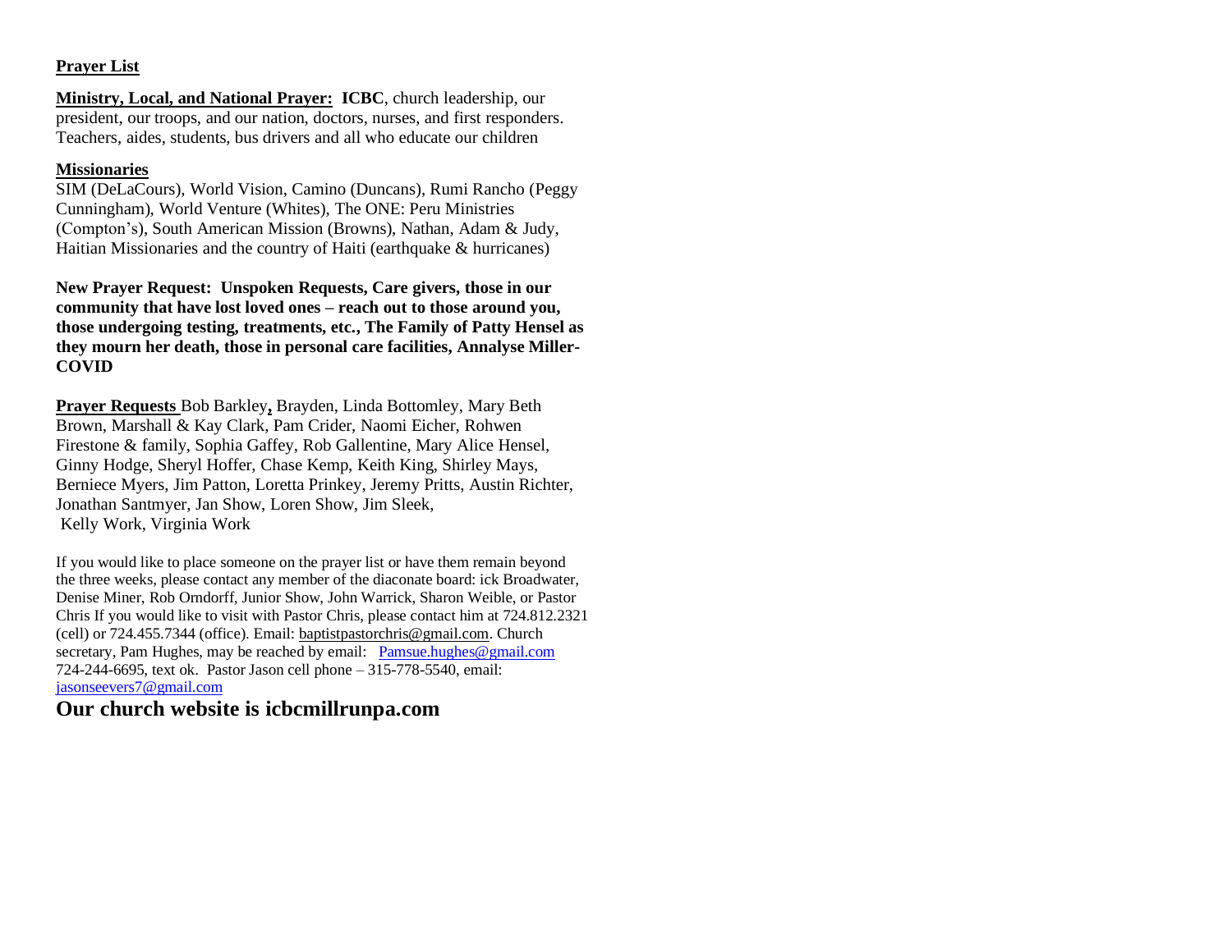**Prayer List**

**Ministry, Local, and National Prayer:** **ICBC**, church leadership, our president, our troops, and our nation, doctors, nurses, and first responders. Teachers, aides, students, bus drivers and all who educate our children

**Missionaries**

SIM (DeLaCours), World Vision, Camino (Duncans), Rumi Rancho (Peggy Cunningham), World Venture (Whites), The ONE: Peru Ministries (Compton's), South American Mission (Browns), Nathan, Adam & Judy, Haitian Missionaries and the country of Haiti (earthquake & hurricanes)

**New Prayer Request: Unspoken Requests, Care givers, those in our community that have lost loved ones – reach out to those around you, those undergoing testing, treatments, etc., The Family of Patty Hensel as they mourn her death, those in personal care facilities, Annalyse Miller-COVID**

**Prayer Requests** Bob Barkley**,** Brayden, Linda Bottomley, Mary Beth Brown, Marshall & Kay Clark, Pam Crider, Naomi Eicher, Rohwen Firestone & family, Sophia Gaffey, Rob Gallentine, Mary Alice Hensel, Ginny Hodge, Sheryl Hoffer, Chase Kemp, Keith King, Shirley Mays, Berniece Myers, Jim Patton, Loretta Prinkey, Jeremy Pritts, Austin Richter, Jonathan Santmyer, Jan Show, Loren Show, Jim Sleek, Kelly Work, Virginia Work

If you would like to place someone on the prayer list or have them remain beyond the three weeks, please contact any member of the diaconate board: ick Broadwater, Denise Miner, Rob Orndorff, Junior Show, John Warrick, Sharon Weible, or Pastor Chris If you would like to visit with Pastor Chris, please contact him at 724.812.2321 (cell) or 724.455.7344 (office). Email: baptistpastorchris@gmail.com. Church secretary, Pam Hughes, may be reached by email: Pamsue.hughes@gmail.com 724-244-6695, text ok. Pastor Jason cell phone – 315-778-5540, email: jasonseevers7@gmail.com

**Our church website is icbcmillrunpa.com**